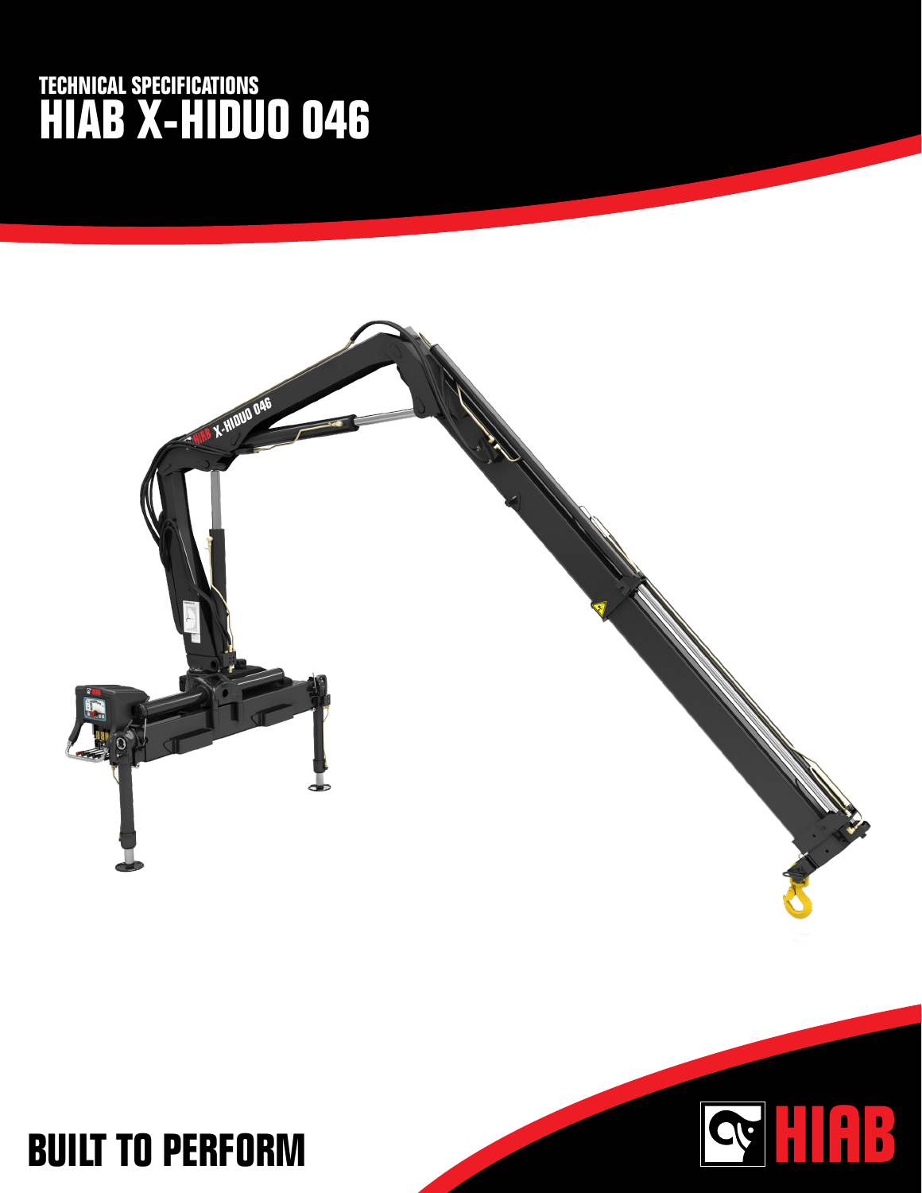TECHNICAL SPECIFICATIONS

# HIAB X-HIDUO 046

BUILT TO PERFORM

HIAB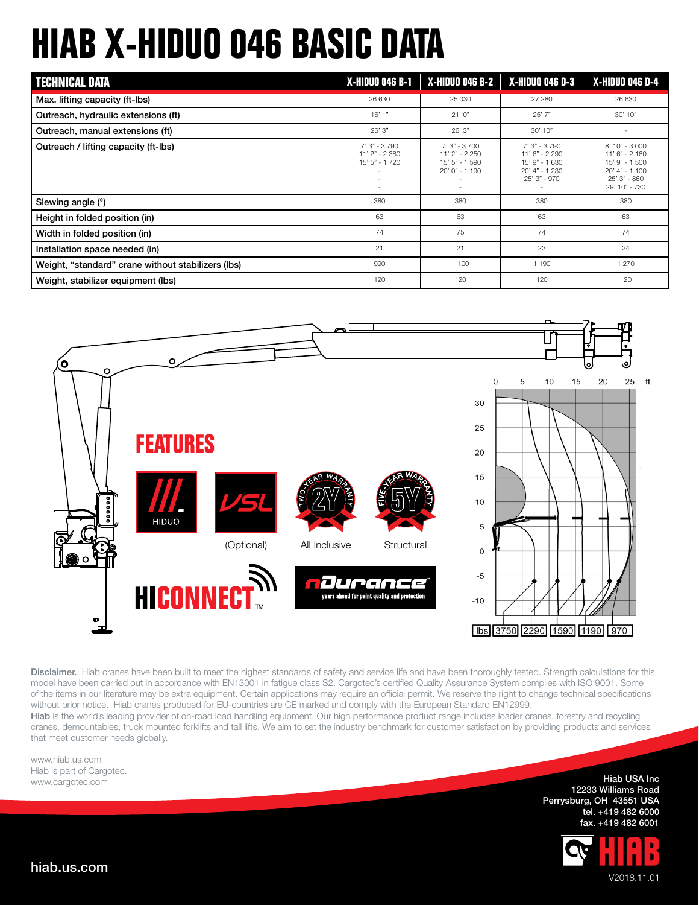# HIAB X-HIDUO 046 BASIC DATA

| TECHNICAL DATA | X-HIDUO 046 B-1 | X-HIDUO 046 B-2 | X-HIDUO 046 D-3 | X-HIDUO 046 D-4 |
|---|---|---|---|---|
| Max. lifting capacity (ft-lbs) | 26 630 | 25 030 | 27 280 | 26 630 |
| Outreach, hydraulic extensions (ft) | 16' 1" | 21' 0" | 25' 7" | 30' 10" |
| Outreach, manual extensions (ft) | 26' 3" | 26' 3" | 30' 10" | - |
| Outreach / lifting capacity (ft-lbs) | 7' 3" - 3 790<br>11' 2" - 2 380<br>15' 5" - 1 720<br>-<br>-<br>- | 7' 3" - 3 700<br>11' 2" - 2 250<br>15' 5" - 1 590<br>20' 0" - 1 190<br>-<br>- | 7' 3" - 3 790<br>11' 6" - 2 290<br>15' 9" - 1 630<br>20' 4" - 1 230<br>25' 3" - 970<br>- | 8' 10" - 3 000<br>11' 6" - 2 160<br>15' 9" - 1 500<br>20' 4" - 1 100<br>25' 3" - 860<br>29' 10" - 730 |
| Slewing angle (°) | 380 | 380 | 380 | 380 |
| Height in folded position (in) | 63 | 63 | 63 | 63 |
| Width in folded position (in) | 74 | 75 | 74 | 74 |
| Installation space needed (in) | 21 | 21 | 23 | 24 |
| Weight, "standard" crane without stabilizers (lbs) | 990 | 1 100 | 1 190 | 1 270 |
| Weight, stabilizer equipment (lbs) | 120 | 120 | 120 | 120 |

0 5 10 15 20 25 ft

30 25 20 15 10 5 0 -5 -10

lbs 3750 2290 1590 1190 970

## FEATURES

HIDUO

VSL (Optional)

2Y TWO-YEAR WARRANTY All Inclusive

5Y FIVE-YEAR WARRANTY Structural

HICONNECT™

nDurance™ years ahead for paint quality and protection

**Disclaimer.** Hiab cranes have been built to meet the highest standards of safety and service life and have been thoroughly tested. Strength calculations for this model have been carried out in accordance with EN13001 in fatigue class S2. Cargotec's certified Quality Assurance System complies with ISO 9001. Some of the items in our literature may be extra equipment. Certain applications may require an official permit. We reserve the right to change technical specifications without prior notice. Hiab cranes produced for EU-countries are CE marked and comply with the European Standard EN12999.

**Hiab** is the world's leading provider of on-road load handling equipment. Our high performance product range includes loader cranes, forestry and recycling cranes, demountables, truck mounted forklifts and tail lifts. We aim to set the industry benchmark for customer satisfaction by providing products and services that meet customer needs globally.

www.hiab.us.com
Hiab is part of Cargotec.
www.cargotec.com

Hiab USA Inc
12233 Williams Road
Perrysburg, OH 43551 USA
tel. +419 482 6000
fax. +419 482 6001

HIAB

V2018.11.01

hiab.us.com